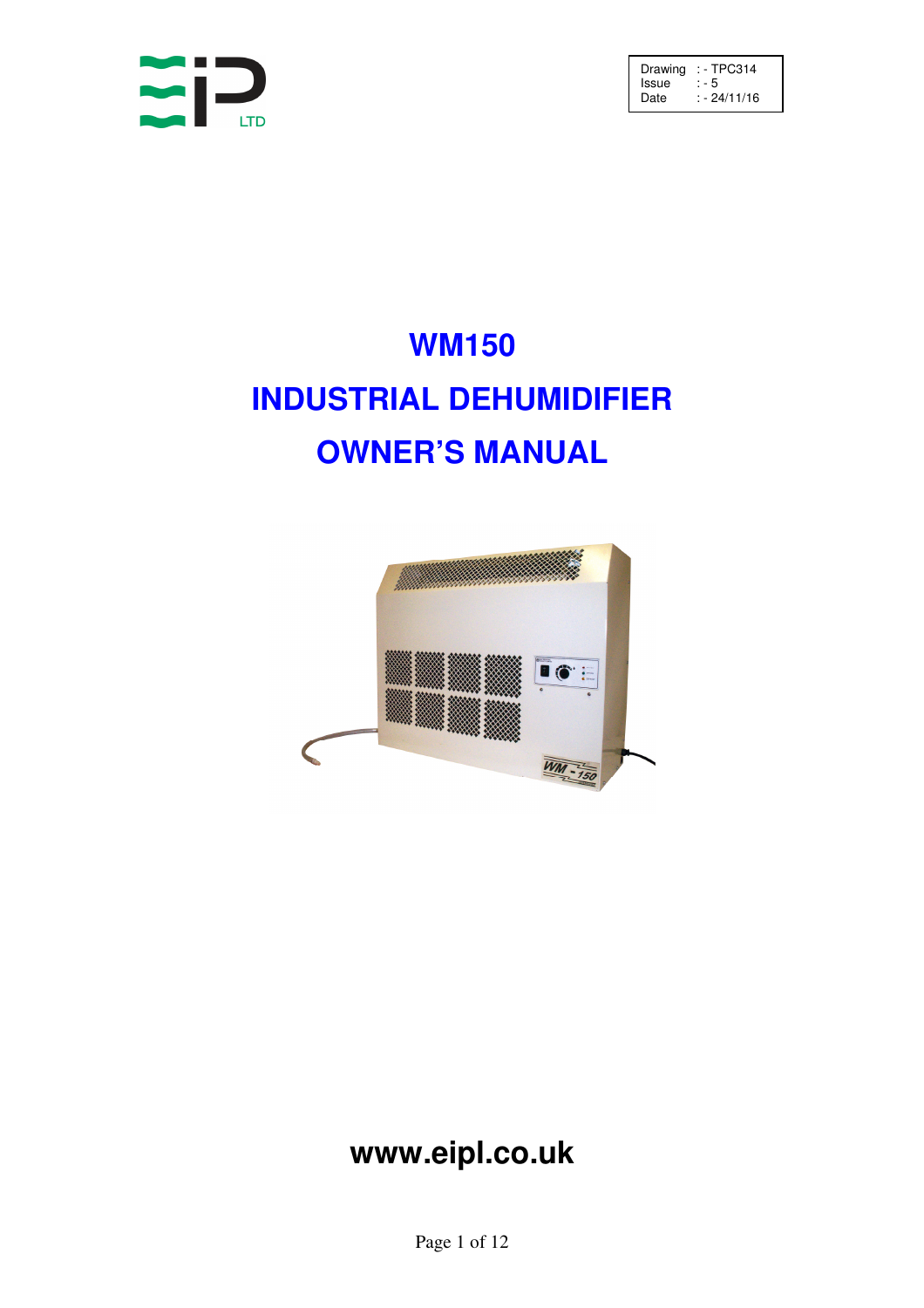EiP LTD

| Drawing | : - TPC314 |
| --- | --- |
| Issue | : - 5 |
| Date | : - 24/11/16 |

# WM150

# INDUSTRIAL DEHUMIDIFIER

# OWNER'S MANUAL

**www.eipl.co.uk**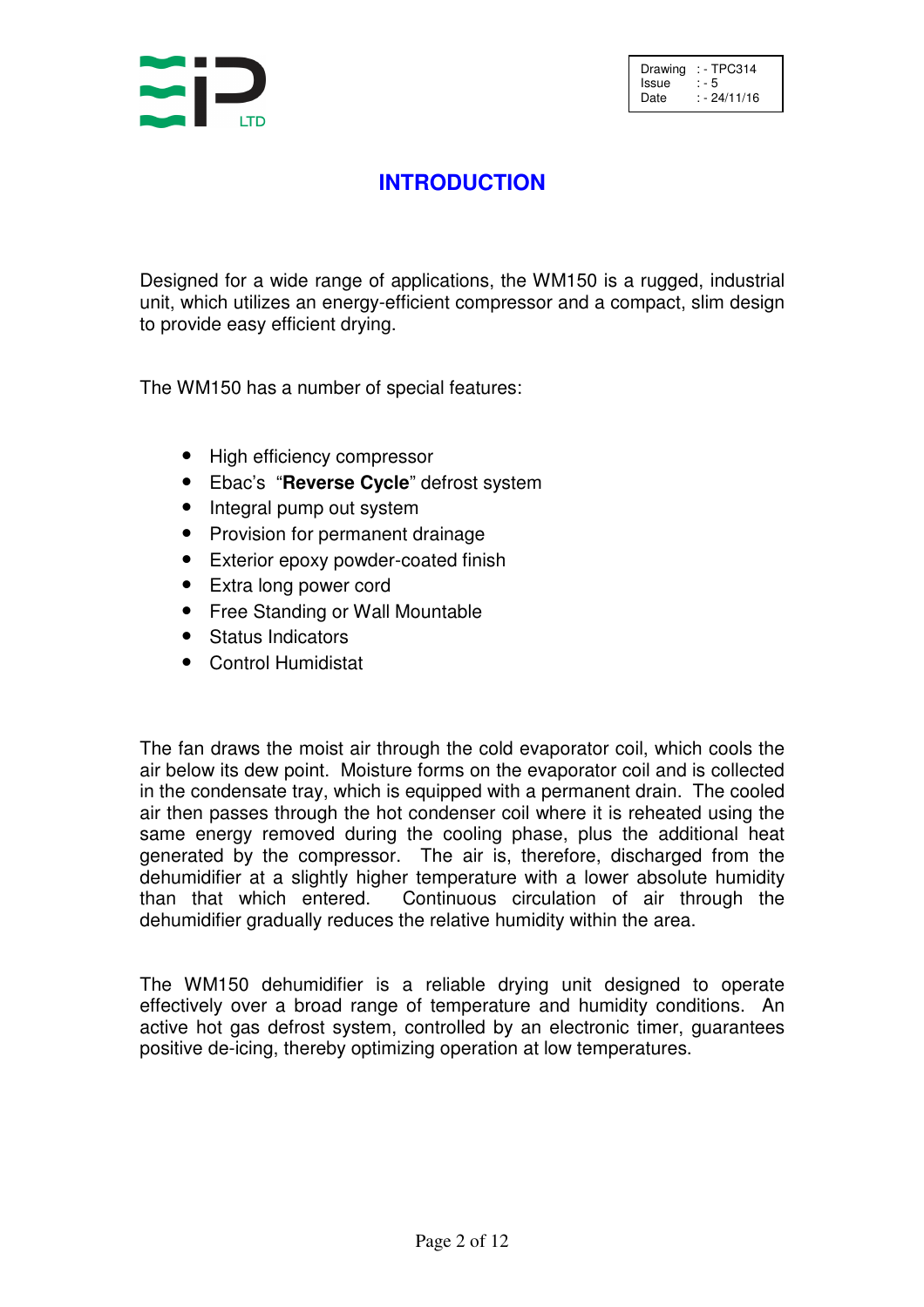| Drawing | : - TPC314 |
|---|---|
| Issue | : - 5 |
| Date | : - 24/11/16 |

# INTRODUCTION

Designed for a wide range of applications, the WM150 is a rugged, industrial unit, which utilizes an energy-efficient compressor and a compact, slim design to provide easy efficient drying.

The WM150 has a number of special features:

- High efficiency compressor
- Ebac's "**Reverse Cycle**" defrost system
- Integral pump out system
- Provision for permanent drainage
- Exterior epoxy powder-coated finish
- Extra long power cord
- Free Standing or Wall Mountable
- Status Indicators
- Control Humidistat

The fan draws the moist air through the cold evaporator coil, which cools the air below its dew point. Moisture forms on the evaporator coil and is collected in the condensate tray, which is equipped with a permanent drain. The cooled air then passes through the hot condenser coil where it is reheated using the same energy removed during the cooling phase, plus the additional heat generated by the compressor. The air is, therefore, discharged from the dehumidifier at a slightly higher temperature with a lower absolute humidity than that which entered. Continuous circulation of air through the dehumidifier gradually reduces the relative humidity within the area.

The WM150 dehumidifier is a reliable drying unit designed to operate effectively over a broad range of temperature and humidity conditions. An active hot gas defrost system, controlled by an electronic timer, guarantees positive de-icing, thereby optimizing operation at low temperatures.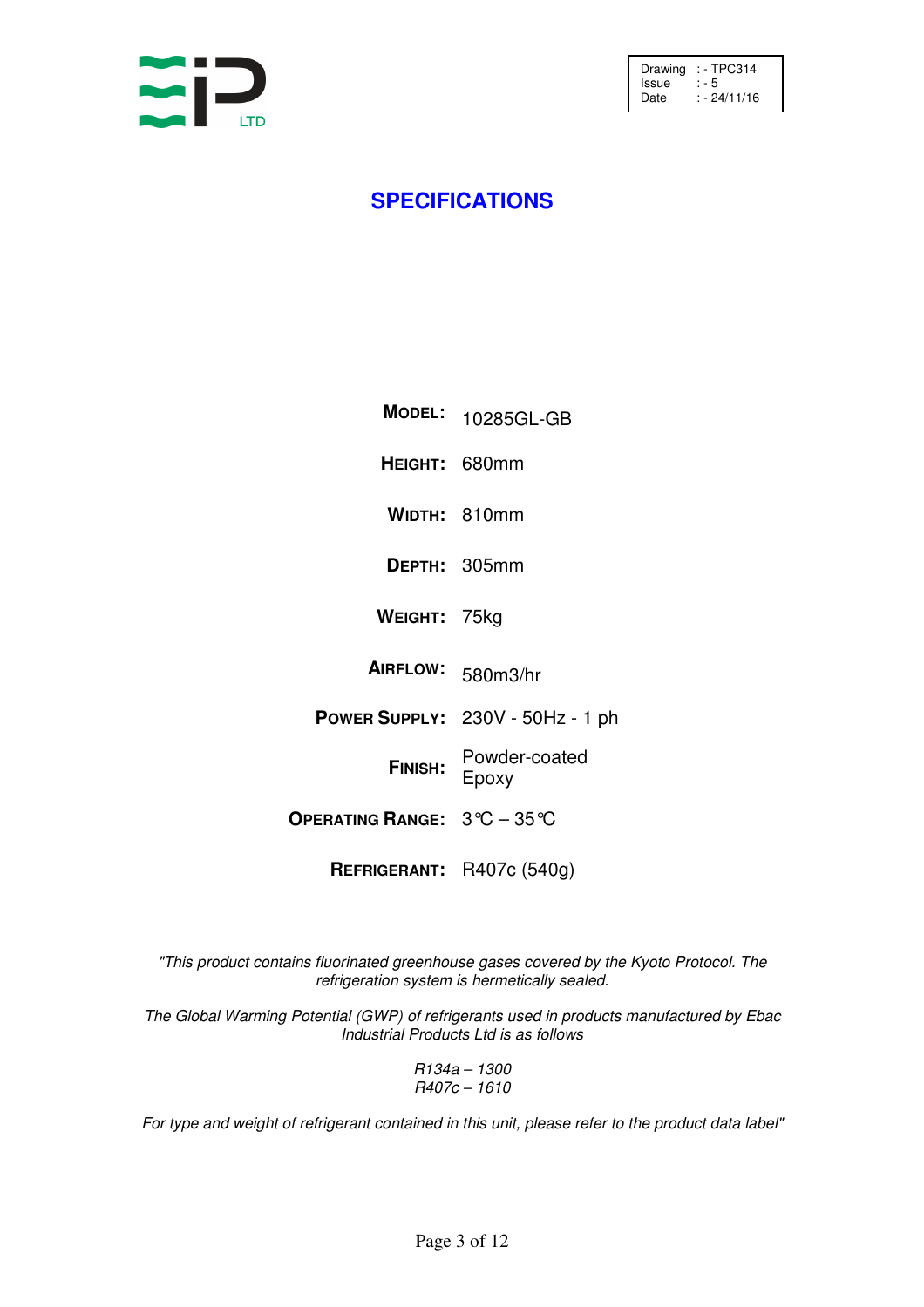| | |
|---|---|
| Drawing | :- TPC314 |
| Issue | :- 5 |
| Date | :- 24/11/16 |

# SPECIFICATIONS

| | |
|---|---|
| **MODEL:** | 10285GL-GB |
| **HEIGHT:** | 680mm |
| **WIDTH:** | 810mm |
| **DEPTH:** | 305mm |
| **WEIGHT:** | 75kg |
| **AIRFLOW:** | 580m3/hr |
| **POWER SUPPLY:** | 230V - 50Hz - 1 ph |
| **FINISH:** | Powder-coated Epoxy |
| **OPERATING RANGE:** | 3°C – 35°C |
| **REFRIGERANT:** | R407c (540g) |

*"This product contains fluorinated greenhouse gases covered by the Kyoto Protocol. The refrigeration system is hermetically sealed.*

*The Global Warming Potential (GWP) of refrigerants used in products manufactured by Ebac Industrial Products Ltd is as follows*

*R134a – 1300*
*R407c – 1610*

*For type and weight of refrigerant contained in this unit, please refer to the product data label"*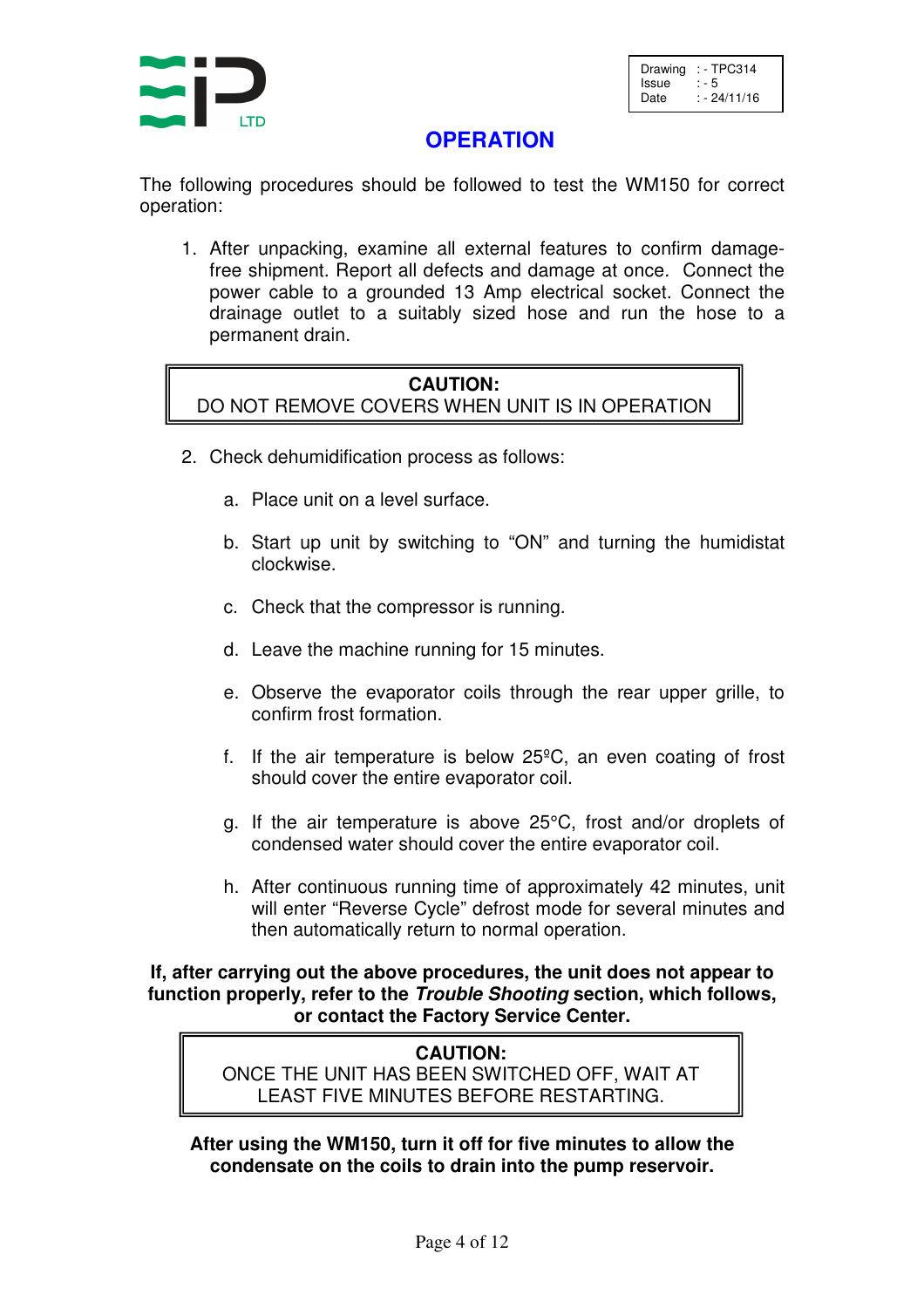| Drawing | : - TPC314 |
| --- | --- |
| Issue | : - 5 |
| Date | : - 24/11/16 |

# OPERATION

The following procedures should be followed to test the WM150 for correct operation:

1. After unpacking, examine all external features to confirm damage-free shipment. Report all defects and damage at once. Connect the power cable to a grounded 13 Amp electrical socket. Connect the drainage outlet to a suitably sized hose and run the hose to a permanent drain.

> **CAUTION:**
> DO NOT REMOVE COVERS WHEN UNIT IS IN OPERATION

2. Check dehumidification process as follows:

   a. Place unit on a level surface.

   b. Start up unit by switching to "ON" and turning the humidistat clockwise.

   c. Check that the compressor is running.

   d. Leave the machine running for 15 minutes.

   e. Observe the evaporator coils through the rear upper grille, to confirm frost formation.

   f. If the air temperature is below 25ºC, an even coating of frost should cover the entire evaporator coil.

   g. If the air temperature is above 25°C, frost and/or droplets of condensed water should cover the entire evaporator coil.

   h. After continuous running time of approximately 42 minutes, unit will enter "Reverse Cycle" defrost mode for several minutes and then automatically return to normal operation.

**If, after carrying out the above procedures, the unit does not appear to function properly, refer to the *Trouble Shooting* section, which follows, or contact the Factory Service Center.**

> **CAUTION:**
> ONCE THE UNIT HAS BEEN SWITCHED OFF, WAIT AT LEAST FIVE MINUTES BEFORE RESTARTING.

**After using the WM150, turn it off for five minutes to allow the condensate on the coils to drain into the pump reservoir.**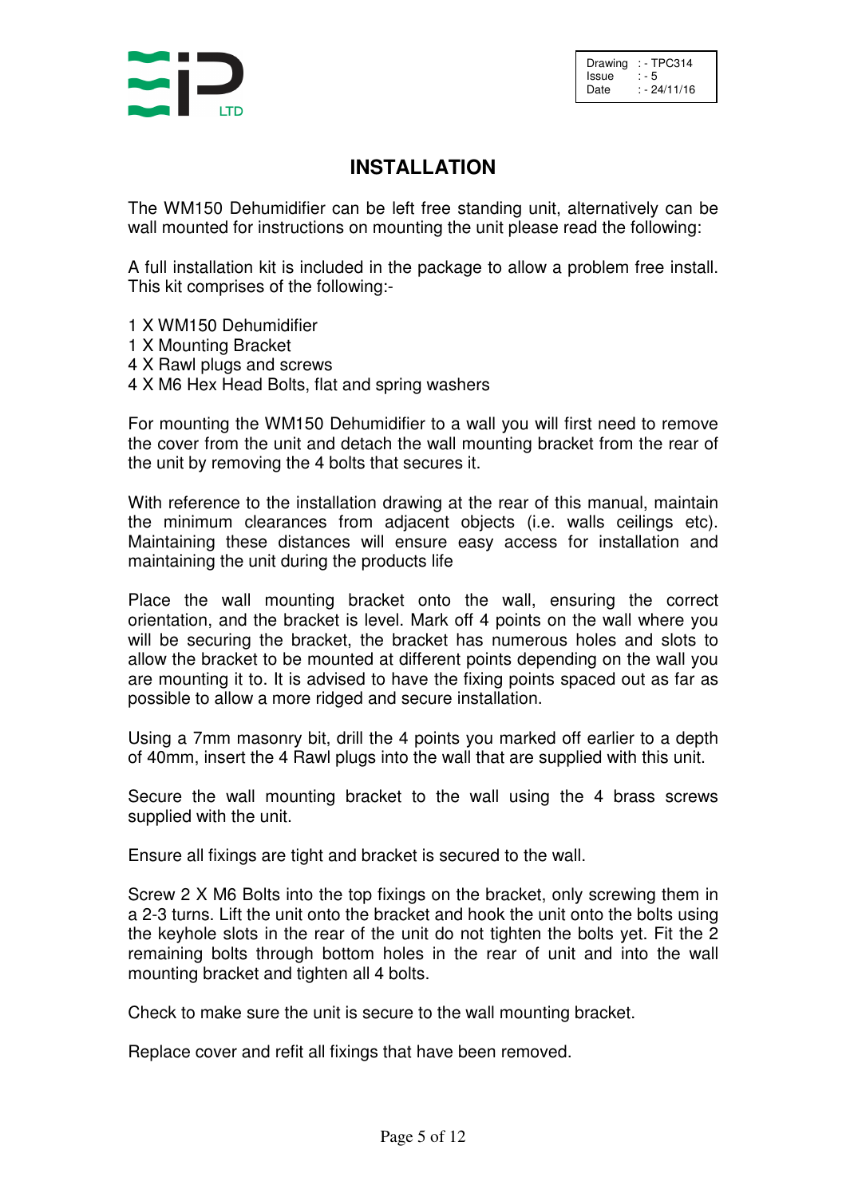| Drawing | : - TPC314 |
|---|---|
| Issue | : - 5 |
| Date | : - 24/11/16 |

# INSTALLATION

The WM150 Dehumidifier can be left free standing unit, alternatively can be wall mounted for instructions on mounting the unit please read the following:

A full installation kit is included in the package to allow a problem free install. This kit comprises of the following:-

1 X WM150 Dehumidifier
1 X Mounting Bracket
4 X Rawl plugs and screws
4 X M6 Hex Head Bolts, flat and spring washers

For mounting the WM150 Dehumidifier to a wall you will first need to remove the cover from the unit and detach the wall mounting bracket from the rear of the unit by removing the 4 bolts that secures it.

With reference to the installation drawing at the rear of this manual, maintain the minimum clearances from adjacent objects (i.e. walls ceilings etc). Maintaining these distances will ensure easy access for installation and maintaining the unit during the products life

Place the wall mounting bracket onto the wall, ensuring the correct orientation, and the bracket is level. Mark off 4 points on the wall where you will be securing the bracket, the bracket has numerous holes and slots to allow the bracket to be mounted at different points depending on the wall you are mounting it to. It is advised to have the fixing points spaced out as far as possible to allow a more ridged and secure installation.

Using a 7mm masonry bit, drill the 4 points you marked off earlier to a depth of 40mm, insert the 4 Rawl plugs into the wall that are supplied with this unit.

Secure the wall mounting bracket to the wall using the 4 brass screws supplied with the unit.

Ensure all fixings are tight and bracket is secured to the wall.

Screw 2 X M6 Bolts into the top fixings on the bracket, only screwing them in a 2-3 turns. Lift the unit onto the bracket and hook the unit onto the bolts using the keyhole slots in the rear of the unit do not tighten the bolts yet. Fit the 2 remaining bolts through bottom holes in the rear of unit and into the wall mounting bracket and tighten all 4 bolts.

Check to make sure the unit is secure to the wall mounting bracket.

Replace cover and refit all fixings that have been removed.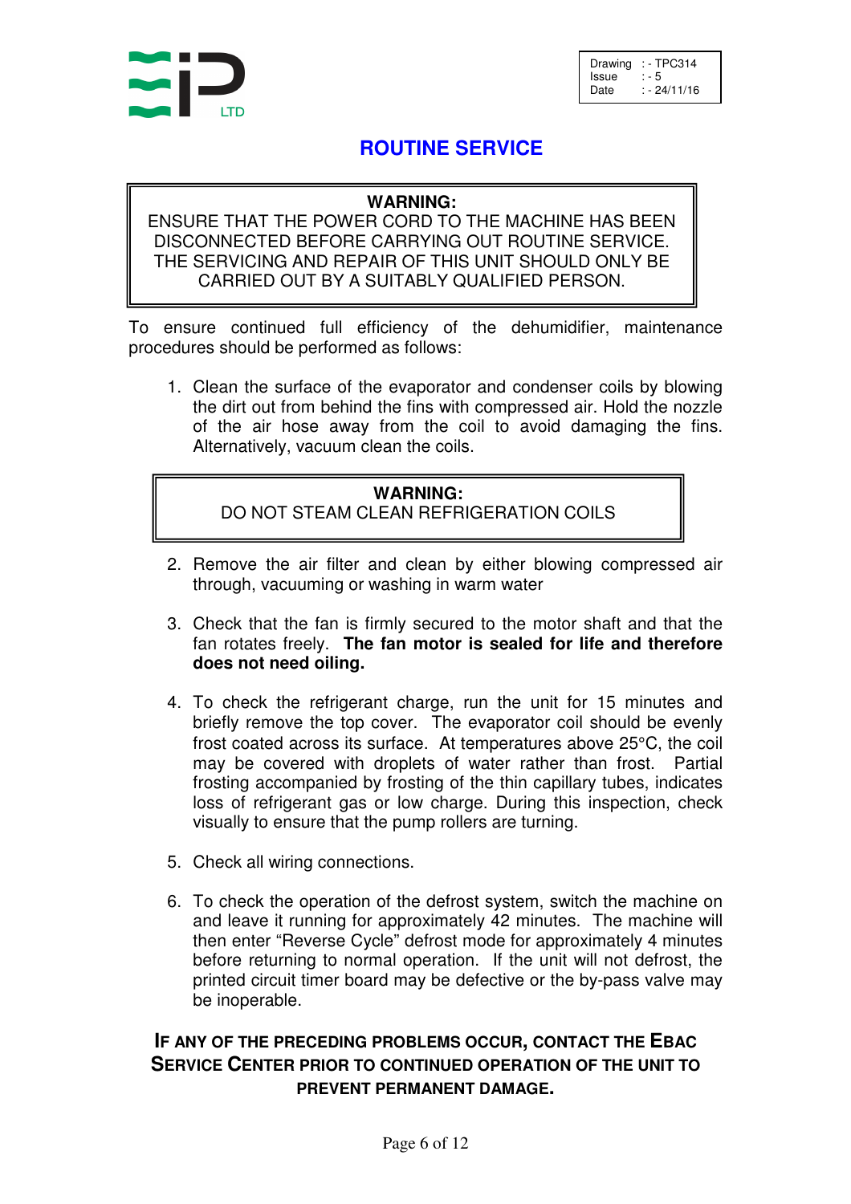| Drawing | : - TPC314 |
| --- | --- |
| Issue | : - 5 |
| Date | : - 24/11/16 |

# ROUTINE SERVICE

> **WARNING:**
> ENSURE THAT THE POWER CORD TO THE MACHINE HAS BEEN DISCONNECTED BEFORE CARRYING OUT ROUTINE SERVICE. THE SERVICING AND REPAIR OF THIS UNIT SHOULD ONLY BE CARRIED OUT BY A SUITABLY QUALIFIED PERSON.

To ensure continued full efficiency of the dehumidifier, maintenance procedures should be performed as follows:

1. Clean the surface of the evaporator and condenser coils by blowing the dirt out from behind the fins with compressed air. Hold the nozzle of the air hose away from the coil to avoid damaging the fins. Alternatively, vacuum clean the coils.

> **WARNING:**
> DO NOT STEAM CLEAN REFRIGERATION COILS

2. Remove the air filter and clean by either blowing compressed air through, vacuuming or washing in warm water

3. Check that the fan is firmly secured to the motor shaft and that the fan rotates freely. **The fan motor is sealed for life and therefore does not need oiling.**

4. To check the refrigerant charge, run the unit for 15 minutes and briefly remove the top cover. The evaporator coil should be evenly frost coated across its surface. At temperatures above 25°C, the coil may be covered with droplets of water rather than frost. Partial frosting accompanied by frosting of the thin capillary tubes, indicates loss of refrigerant gas or low charge. During this inspection, check visually to ensure that the pump rollers are turning.

5. Check all wiring connections.

6. To check the operation of the defrost system, switch the machine on and leave it running for approximately 42 minutes. The machine will then enter "Reverse Cycle" defrost mode for approximately 4 minutes before returning to normal operation. If the unit will not defrost, the printed circuit timer board may be defective or the by-pass valve may be inoperable.

**IF ANY OF THE PRECEDING PROBLEMS OCCUR, CONTACT THE EBAC SERVICE CENTER PRIOR TO CONTINUED OPERATION OF THE UNIT TO PREVENT PERMANENT DAMAGE.**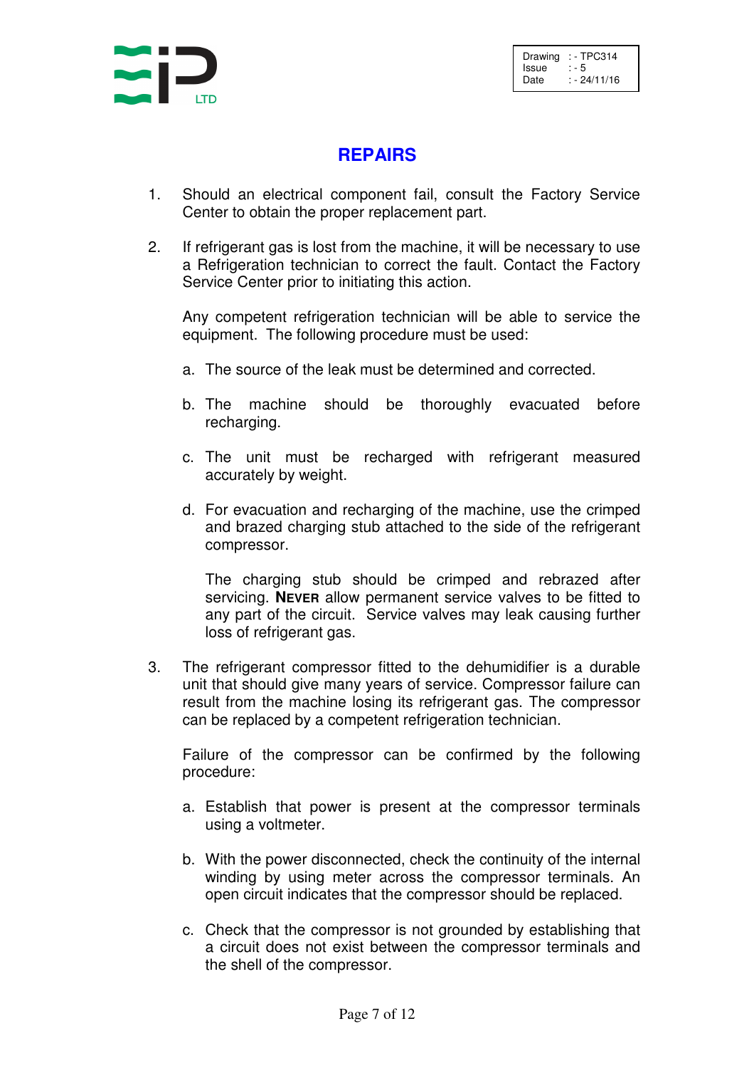Drawing : - TPC314
Issue : - 5
Date : - 24/11/16

# REPAIRS

1. Should an electrical component fail, consult the Factory Service Center to obtain the proper replacement part.

2. If refrigerant gas is lost from the machine, it will be necessary to use a Refrigeration technician to correct the fault. Contact the Factory Service Center prior to initiating this action.

   Any competent refrigeration technician will be able to service the equipment. The following procedure must be used:

   a. The source of the leak must be determined and corrected.

   b. The machine should be thoroughly evacuated before recharging.

   c. The unit must be recharged with refrigerant measured accurately by weight.

   d. For evacuation and recharging of the machine, use the crimped and brazed charging stub attached to the side of the refrigerant compressor.

      The charging stub should be crimped and rebrazed after servicing. **NEVER** allow permanent service valves to be fitted to any part of the circuit. Service valves may leak causing further loss of refrigerant gas.

3. The refrigerant compressor fitted to the dehumidifier is a durable unit that should give many years of service. Compressor failure can result from the machine losing its refrigerant gas. The compressor can be replaced by a competent refrigeration technician.

   Failure of the compressor can be confirmed by the following procedure:

   a. Establish that power is present at the compressor terminals using a voltmeter.

   b. With the power disconnected, check the continuity of the internal winding by using meter across the compressor terminals. An open circuit indicates that the compressor should be replaced.

   c. Check that the compressor is not grounded by establishing that a circuit does not exist between the compressor terminals and the shell of the compressor.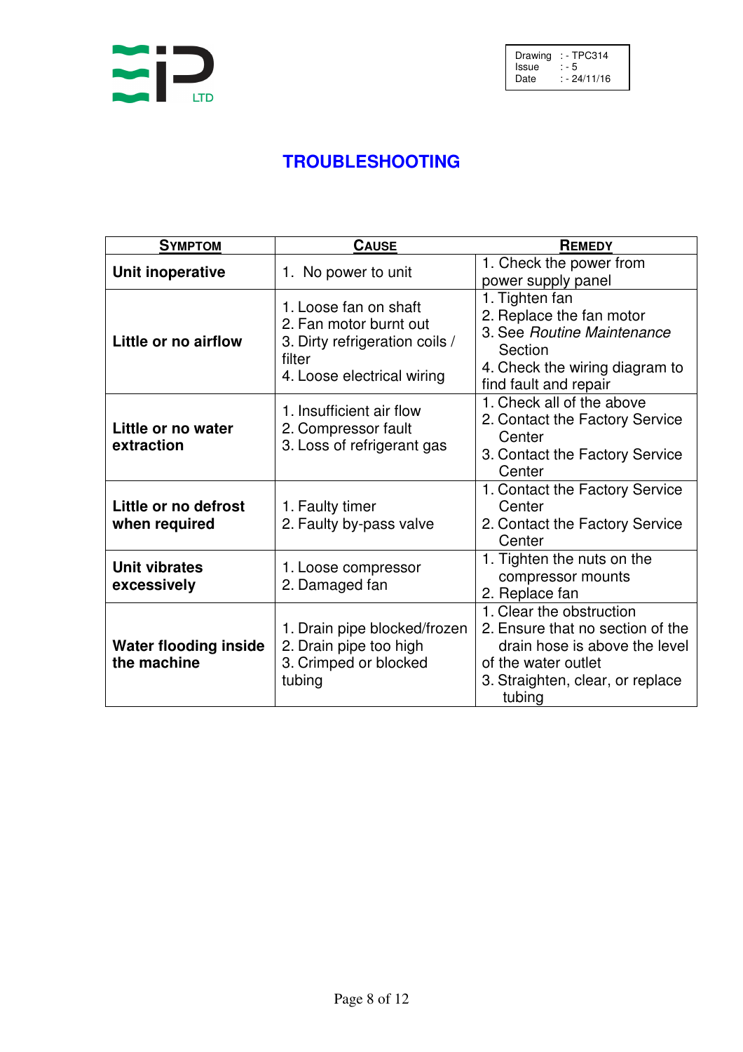| Drawing | : - TPC314 |
|---|---|
| Issue | : - 5 |
| Date | : - 24/11/16 |

# TROUBLESHOOTING

| **SYMPTOM** | **CAUSE** | **REMEDY** |
|---|---|---|
| **Unit inoperative** | 1. No power to unit | 1. Check the power from power supply panel |
| **Little or no airflow** | 1. Loose fan on shaft<br>2. Fan motor burnt out<br>3. Dirty refrigeration coils / filter<br>4. Loose electrical wiring | 1. Tighten fan<br>2. Replace the fan motor<br>3. See *Routine Maintenance* Section<br>4. Check the wiring diagram to find fault and repair |
| **Little or no water extraction** | 1. Insufficient air flow<br>2. Compressor fault<br>3. Loss of refrigerant gas | 1. Check all of the above<br>2. Contact the Factory Service Center<br>3. Contact the Factory Service Center |
| **Little or no defrost when required** | 1. Faulty timer<br>2. Faulty by-pass valve | 1. Contact the Factory Service Center<br>2. Contact the Factory Service Center |
| **Unit vibrates excessively** | 1. Loose compressor<br>2. Damaged fan | 1. Tighten the nuts on the compressor mounts<br>2. Replace fan |
| **Water flooding inside the machine** | 1. Drain pipe blocked/frozen<br>2. Drain pipe too high<br>3. Crimped or blocked tubing | 1. Clear the obstruction<br>2. Ensure that no section of the drain hose is above the level of the water outlet<br>3. Straighten, clear, or replace tubing |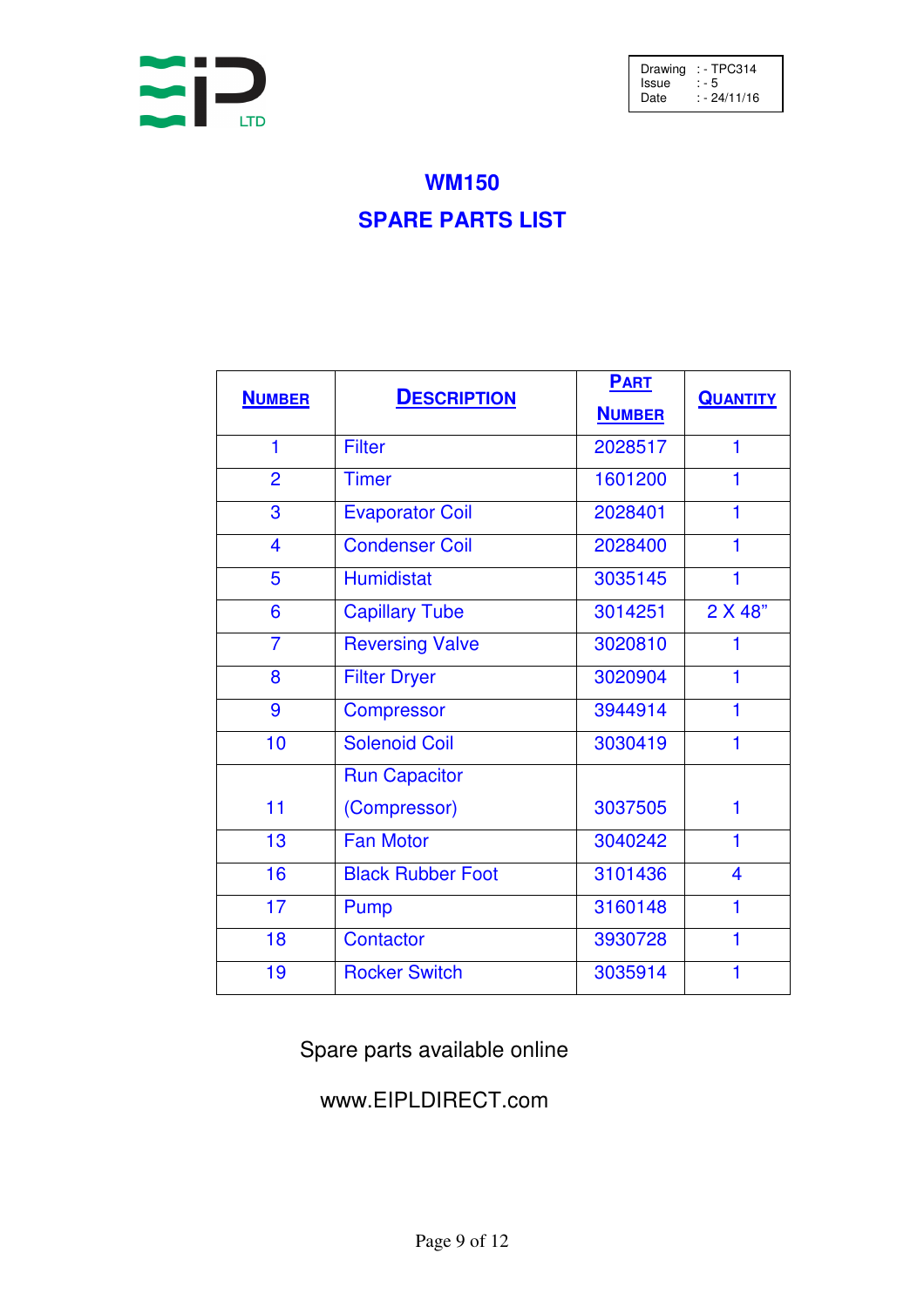EIP LTD

| | |
|---|---|
| Drawing | : - TPC314 |
| Issue | : - 5 |
| Date | : - 24/11/16 |

# WM150

## SPARE PARTS LIST

| NUMBER | DESCRIPTION | PART NUMBER | QUANTITY |
|---|---|---|---|
| 1 | Filter | 2028517 | 1 |
| 2 | Timer | 1601200 | 1 |
| 3 | Evaporator Coil | 2028401 | 1 |
| 4 | Condenser Coil | 2028400 | 1 |
| 5 | Humidistat | 3035145 | 1 |
| 6 | Capillary Tube | 3014251 | 2 X 48” |
| 7 | Reversing Valve | 3020810 | 1 |
| 8 | Filter Dryer | 3020904 | 1 |
| 9 | Compressor | 3944914 | 1 |
| 10 | Solenoid Coil | 3030419 | 1 |
| 11 | Run Capacitor (Compressor) | 3037505 | 1 |
| 13 | Fan Motor | 3040242 | 1 |
| 16 | Black Rubber Foot | 3101436 | 4 |
| 17 | Pump | 3160148 | 1 |
| 18 | Contactor | 3930728 | 1 |
| 19 | Rocker Switch | 3035914 | 1 |

Spare parts available online

www.EIPLDIRECT.com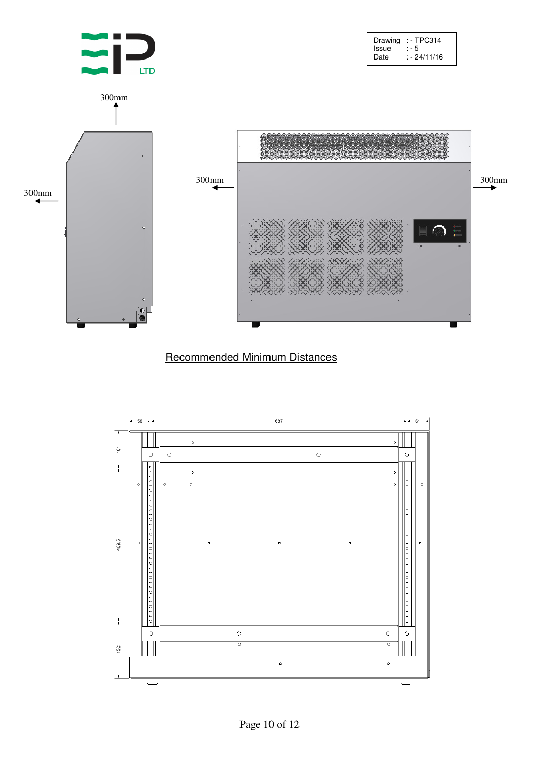| Drawing | : - TPC314 |
| --- | --- |
| Issue | : - 5 |
| Date | : - 24/11/16 |

300mm

300mm

300mm

300mm

## Recommended Minimum Distances

58

687

61

101

409.5

152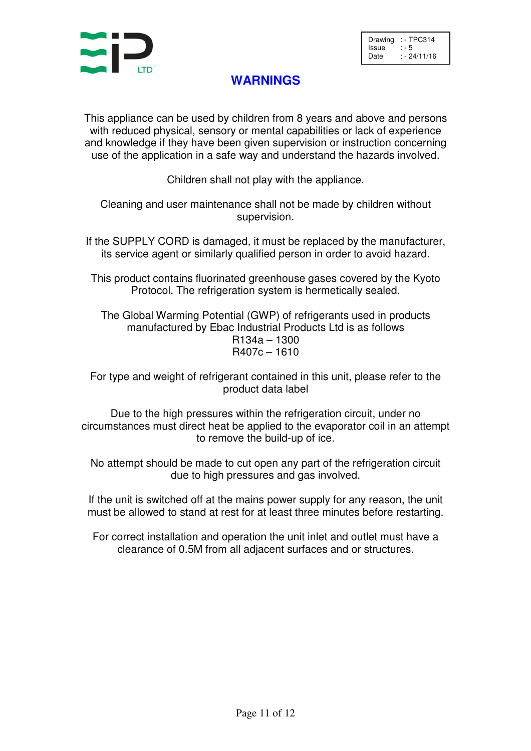| Drawing | : - TPC314 |
| --- | --- |
| Issue | : - 5 |
| Date | : - 24/11/16 |

# WARNINGS

This appliance can be used by children from 8 years and above and persons with reduced physical, sensory or mental capabilities or lack of experience and knowledge if they have been given supervision or instruction concerning use of the application in a safe way and understand the hazards involved.

Children shall not play with the appliance.

Cleaning and user maintenance shall not be made by children without supervision.

If the SUPPLY CORD is damaged, it must be replaced by the manufacturer, its service agent or similarly qualified person in order to avoid hazard.

This product contains fluorinated greenhouse gases covered by the Kyoto Protocol. The refrigeration system is hermetically sealed.

The Global Warming Potential (GWP) of refrigerants used in products manufactured by Ebac Industrial Products Ltd is as follows
R134a – 1300
R407c – 1610

For type and weight of refrigerant contained in this unit, please refer to the product data label

Due to the high pressures within the refrigeration circuit, under no circumstances must direct heat be applied to the evaporator coil in an attempt to remove the build-up of ice.

No attempt should be made to cut open any part of the refrigeration circuit due to high pressures and gas involved.

If the unit is switched off at the mains power supply for any reason, the unit must be allowed to stand at rest for at least three minutes before restarting.

For correct installation and operation the unit inlet and outlet must have a clearance of 0.5M from all adjacent surfaces and or structures.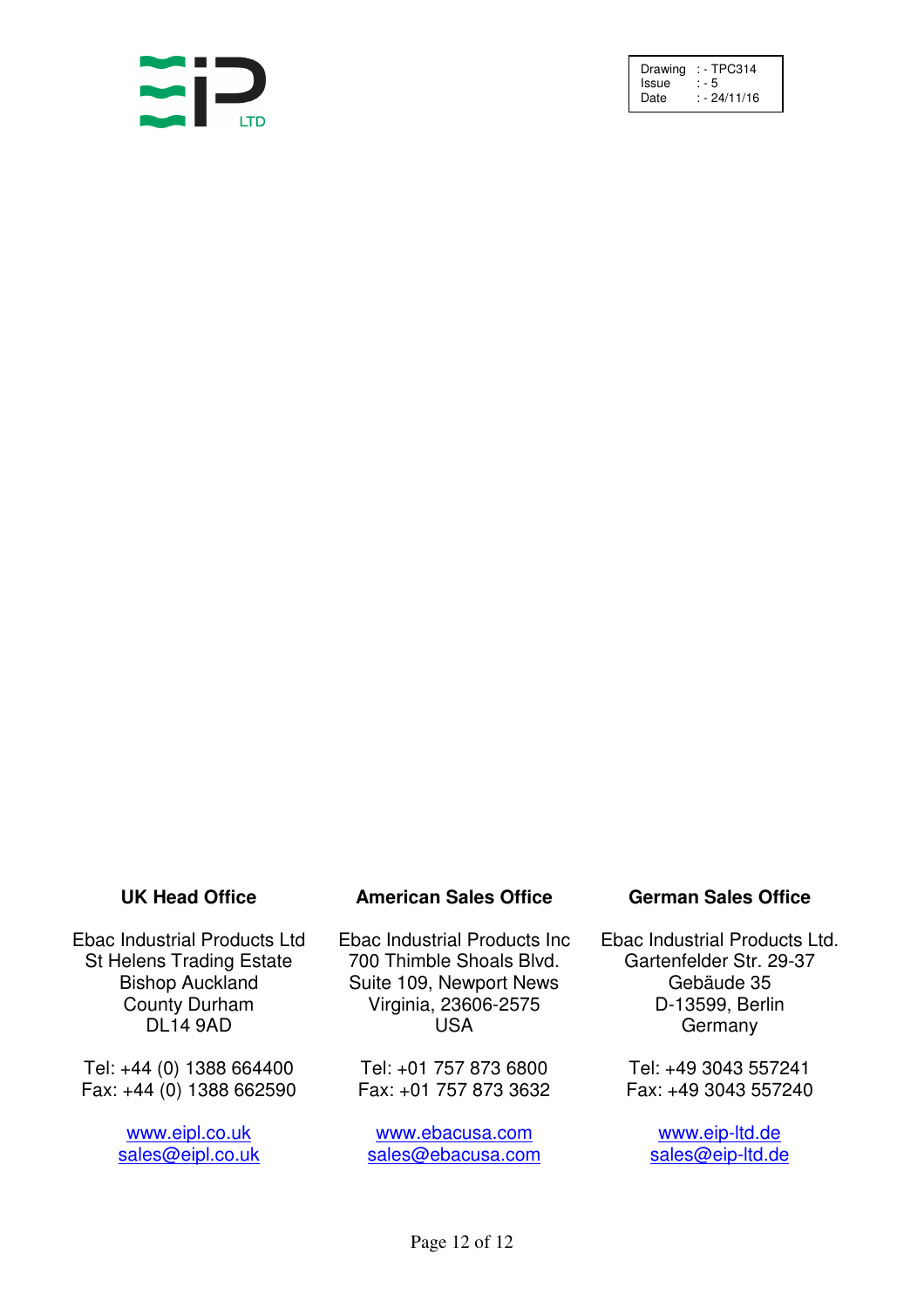Drawing : - TPC314
Issue : - 5
Date : - 24/11/16

### UK Head Office

Ebac Industrial Products Ltd
St Helens Trading Estate
Bishop Auckland
County Durham
DL14 9AD

Tel: +44 (0) 1388 664400
Fax: +44 (0) 1388 662590

www.eipl.co.uk
sales@eipl.co.uk

### American Sales Office

Ebac Industrial Products Inc
700 Thimble Shoals Blvd.
Suite 109, Newport News
Virginia, 23606-2575
USA

Tel: +01 757 873 6800
Fax: +01 757 873 3632

www.ebacusa.com
sales@ebacusa.com

### German Sales Office

Ebac Industrial Products Ltd.
Gartenfelder Str. 29-37
Gebäude 35
D-13599, Berlin
Germany

Tel: +49 3043 557241
Fax: +49 3043 557240

www.eip-ltd.de
sales@eip-ltd.de